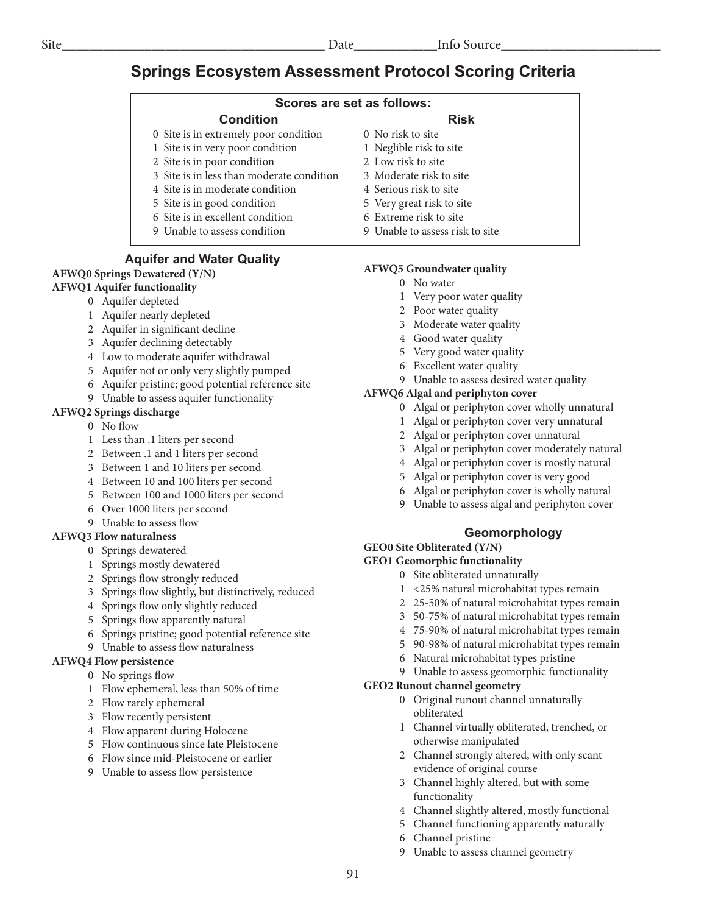Site\_\_\_\_\_\_\_\_\_\_\_\_\_\_\_\_\_\_\_\_\_\_\_\_\_\_\_\_\_\_\_\_\_\_\_\_\_\_\_\_ Date\_\_\_\_\_\_\_\_\_\_\_\_Info Source\_\_\_\_\_\_\_\_\_\_\_\_\_\_\_\_\_\_\_\_\_\_\_\_

# Springs Ecosystem Assessment Protocol Scoring Criteria

**Scores are set as follows:**

| Condition | Risk |
|---|---|
| 0 Site is in extremely poor condition | 0 No risk to site |
| 1 Site is in very poor condition | 1 Neglible risk to site |
| 2 Site is in poor condition | 2 Low risk to site |
| 3 Site is in less than moderate condition | 3 Moderate risk to site |
| 4 Site is in moderate condition | 4 Serious risk to site |
| 5 Site is in good condition | 5 Very great risk to site |
| 6 Site is in excellent condition | 6 Extreme risk to site |
| 9 Unable to assess condition | 9 Unable to assess risk to site |

## Aquifer and Water Quality

**AFWQ0 Springs Dewatered (Y/N)**

**AFWQ1 Aquifer functionality**

- 0 Aquifer depleted
- 1 Aquifer nearly depleted
- 2 Aquifer in significant decline
- 3 Aquifer declining detectably
- 4 Low to moderate aquifer withdrawal
- 5 Aquifer not or only very slightly pumped
- 6 Aquifer pristine; good potential reference site
- 9 Unable to assess aquifer functionality

**AFWQ2 Springs discharge**

- 0 No flow
- 1 Less than .1 liters per second
- 2 Between .1 and 1 liters per second
- 3 Between 1 and 10 liters per second
- 4 Between 10 and 100 liters per second
- 5 Between 100 and 1000 liters per second
- 6 Over 1000 liters per second
- 9 Unable to assess flow

**AFWQ3 Flow naturalness**

- 0 Springs dewatered
- 1 Springs mostly dewatered
- 2 Springs flow strongly reduced
- 3 Springs flow slightly, but distinctively, reduced
- 4 Springs flow only slightly reduced
- 5 Springs flow apparently natural
- 6 Springs pristine; good potential reference site
- 9 Unable to assess flow naturalness

**AFWQ4 Flow persistence**

- 0 No springs flow
- 1 Flow ephemeral, less than 50% of time
- 2 Flow rarely ephemeral
- 3 Flow recently persistent
- 4 Flow apparent during Holocene
- 5 Flow continuous since late Pleistocene
- 6 Flow since mid-Pleistocene or earlier
- 9 Unable to assess flow persistence

**AFWQ5 Groundwater quality**

- 0 No water
- 1 Very poor water quality
- 2 Poor water quality
- 3 Moderate water quality
- 4 Good water quality
- 5 Very good water quality
- 6 Excellent water quality
- 9 Unable to assess desired water quality

**AFWQ6 Algal and periphyton cover**

- 0 Algal or periphyton cover wholly unnatural
- 1 Algal or periphyton cover very unnatural
- 2 Algal or periphyton cover unnatural
- 3 Algal or periphyton cover moderately natural
- 4 Algal or periphyton cover is mostly natural
- 5 Algal or periphyton cover is very good
- 6 Algal or periphyton cover is wholly natural
- 9 Unable to assess algal and periphyton cover

## Geomorphology

**GEO0 Site Obliterated (Y/N)**

**GEO1 Geomorphic functionality**

- 0 Site obliterated unnaturally
- 1 <25% natural microhabitat types remain
- 2 25-50% of natural microhabitat types remain
- 3 50-75% of natural microhabitat types remain
- 4 75-90% of natural microhabitat types remain
- 5 90-98% of natural microhabitat types remain
- 6 Natural microhabitat types pristine
- 9 Unable to assess geomorphic functionality

**GEO2 Runout channel geometry**

- 0 Original runout channel unnaturally obliterated
- 1 Channel virtually obliterated, trenched, or otherwise manipulated
- 2 Channel strongly altered, with only scant evidence of original course
- 3 Channel highly altered, but with some functionality
- 4 Channel slightly altered, mostly functional
- 5 Channel functioning apparently naturally
- 6 Channel pristine
- 9 Unable to assess channel geometry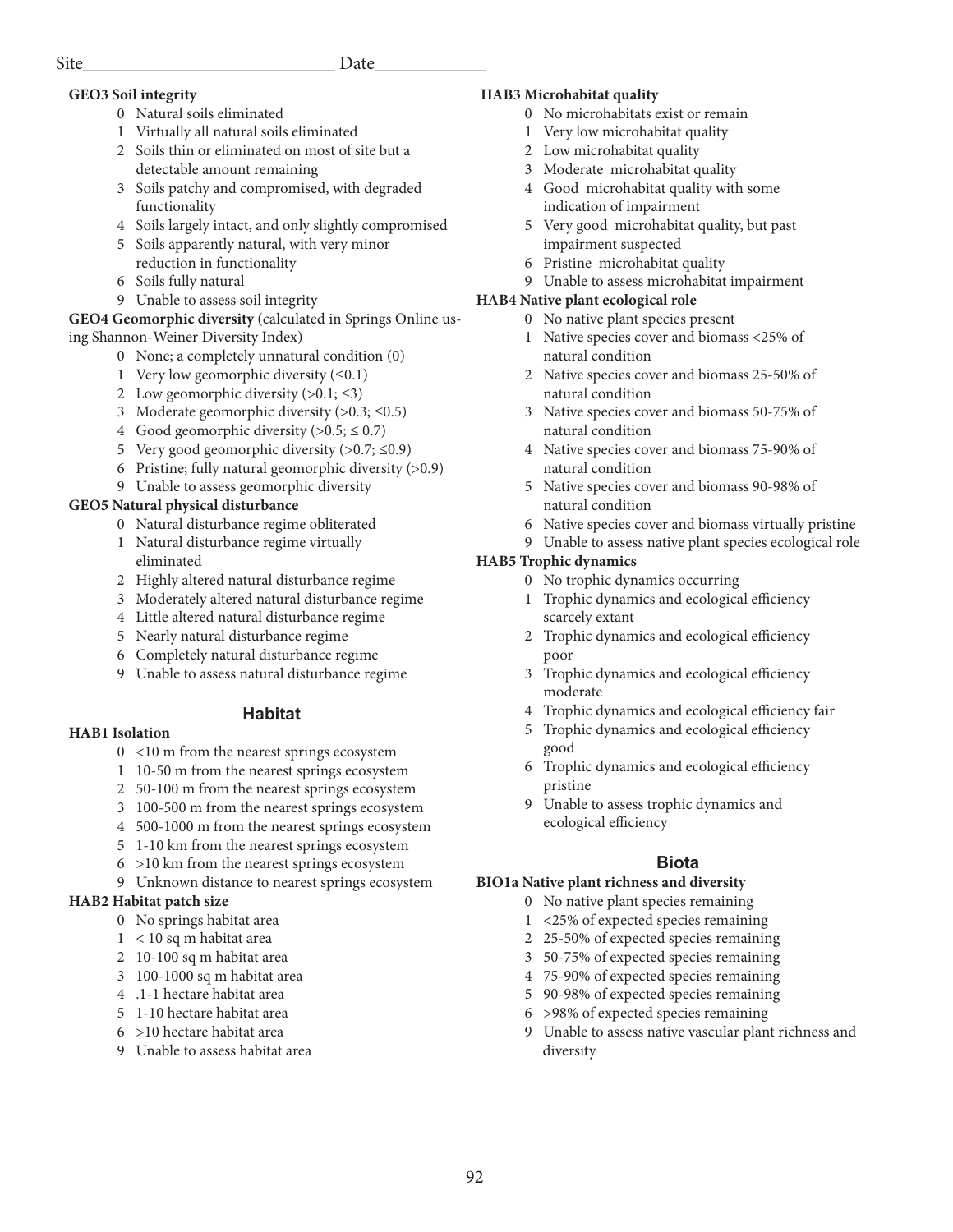Site____________________________ Date____________

**GEO3 Soil integrity**

- 0 Natural soils eliminated
- 1 Virtually all natural soils eliminated
- 2 Soils thin or eliminated on most of site but a detectable amount remaining
- 3 Soils patchy and compromised, with degraded functionality
- 4 Soils largely intact, and only slightly compromised
- 5 Soils apparently natural, with very minor reduction in functionality
- 6 Soils fully natural
- 9 Unable to assess soil integrity

**GEO4 Geomorphic diversity** (calculated in Springs Online using Shannon-Weiner Diversity Index)

- 0 None; a completely unnatural condition (0)
- 1 Very low geomorphic diversity (≤0.1)
- 2 Low geomorphic diversity (>0.1; ≤3)
- 3 Moderate geomorphic diversity (>0.3; ≤0.5)
- 4 Good geomorphic diversity (>0.5; ≤ 0.7)
- 5 Very good geomorphic diversity (>0.7; ≤0.9)
- 6 Pristine; fully natural geomorphic diversity (>0.9)
- 9 Unable to assess geomorphic diversity

**GEO5 Natural physical disturbance**

- 0 Natural disturbance regime obliterated
- 1 Natural disturbance regime virtually eliminated
- 2 Highly altered natural disturbance regime
- 3 Moderately altered natural disturbance regime
- 4 Little altered natural disturbance regime
- 5 Nearly natural disturbance regime
- 6 Completely natural disturbance regime
- 9 Unable to assess natural disturbance regime

## Habitat

**HAB1 Isolation**

- 0 <10 m from the nearest springs ecosystem
- 1 10-50 m from the nearest springs ecosystem
- 2 50-100 m from the nearest springs ecosystem
- 3 100-500 m from the nearest springs ecosystem
- 4 500-1000 m from the nearest springs ecosystem
- 5 1-10 km from the nearest springs ecosystem
- 6 >10 km from the nearest springs ecosystem
- 9 Unknown distance to nearest springs ecosystem

**HAB2 Habitat patch size**

- 0 No springs habitat area
- 1 < 10 sq m habitat area
- 2 10-100 sq m habitat area
- 3 100-1000 sq m habitat area
- 4 .1-1 hectare habitat area
- 5 1-10 hectare habitat area
- 6 >10 hectare habitat area
- 9 Unable to assess habitat area

**HAB3 Microhabitat quality**

- 0 No microhabitats exist or remain
- 1 Very low microhabitat quality
- 2 Low microhabitat quality
- 3 Moderate microhabitat quality
- 4 Good microhabitat quality with some indication of impairment
- 5 Very good microhabitat quality, but past impairment suspected
- 6 Pristine microhabitat quality
- 9 Unable to assess microhabitat impairment

**HAB4 Native plant ecological role**

- 0 No native plant species present
- 1 Native species cover and biomass <25% of natural condition
- 2 Native species cover and biomass 25-50% of natural condition
- 3 Native species cover and biomass 50-75% of natural condition
- 4 Native species cover and biomass 75-90% of natural condition
- 5 Native species cover and biomass 90-98% of natural condition
- 6 Native species cover and biomass virtually pristine
- 9 Unable to assess native plant species ecological role

**HAB5 Trophic dynamics**

- 0 No trophic dynamics occurring
- 1 Trophic dynamics and ecological efficiency scarcely extant
- 2 Trophic dynamics and ecological efficiency poor
- 3 Trophic dynamics and ecological efficiency moderate
- 4 Trophic dynamics and ecological efficiency fair
- 5 Trophic dynamics and ecological efficiency good
- 6 Trophic dynamics and ecological efficiency pristine
- 9 Unable to assess trophic dynamics and ecological efficiency

## Biota

**BIO1a Native plant richness and diversity**

- 0 No native plant species remaining
- 1 <25% of expected species remaining
- 2 25-50% of expected species remaining
- 3 50-75% of expected species remaining
- 4 75-90% of expected species remaining
- 5 90-98% of expected species remaining
- 6 >98% of expected species remaining
- 9 Unable to assess native vascular plant richness and diversity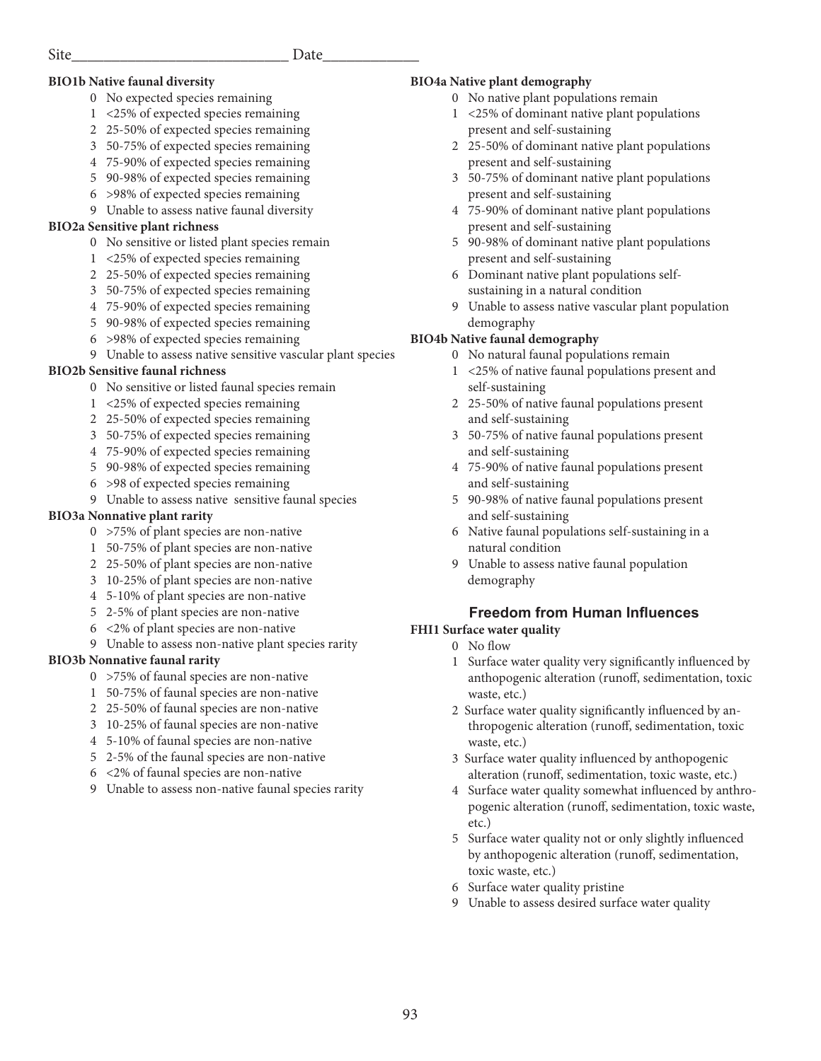Site\_\_\_\_\_\_\_\_\_\_\_\_\_\_\_\_\_\_\_\_\_\_\_\_\_\_\_\_ Date\_\_\_\_\_\_\_\_\_\_\_\_

**BIO1b Native faunal diversity**

- 0 No expected species remaining
- 1 <25% of expected species remaining
- 2 25-50% of expected species remaining
- 3 50-75% of expected species remaining
- 4 75-90% of expected species remaining
- 5 90-98% of expected species remaining
- 6 >98% of expected species remaining
- 9 Unable to assess native faunal diversity

**BIO2a Sensitive plant richness**

- 0 No sensitive or listed plant species remain
- 1 <25% of expected species remaining
- 2 25-50% of expected species remaining
- 3 50-75% of expected species remaining
- 4 75-90% of expected species remaining
- 5 90-98% of expected species remaining
- 6 >98% of expected species remaining
- 9 Unable to assess native sensitive vascular plant species

**BIO2b Sensitive faunal richness**

- 0 No sensitive or listed faunal species remain
- 1 <25% of expected species remaining
- 2 25-50% of expected species remaining
- 3 50-75% of expected species remaining
- 4 75-90% of expected species remaining
- 5 90-98% of expected species remaining
- 6 >98 of expected species remaining
- 9 Unable to assess native sensitive faunal species

**BIO3a Nonnative plant rarity**

- 0 >75% of plant species are non-native
- 1 50-75% of plant species are non-native
- 2 25-50% of plant species are non-native
- 3 10-25% of plant species are non-native
- 4 5-10% of plant species are non-native
- 5 2-5% of plant species are non-native
- 6 <2% of plant species are non-native
- 9 Unable to assess non-native plant species rarity

**BIO3b Nonnative faunal rarity**

- 0 >75% of faunal species are non-native
- 1 50-75% of faunal species are non-native
- 2 25-50% of faunal species are non-native
- 3 10-25% of faunal species are non-native
- 4 5-10% of faunal species are non-native
- 5 2-5% of the faunal species are non-native
- 6 <2% of faunal species are non-native
- 9 Unable to assess non-native faunal species rarity

**BIO4a Native plant demography**

- 0 No native plant populations remain
- 1 <25% of dominant native plant populations present and self-sustaining
- 2 25-50% of dominant native plant populations present and self-sustaining
- 3 50-75% of dominant native plant populations present and self-sustaining
- 4 75-90% of dominant native plant populations present and self-sustaining
- 5 90-98% of dominant native plant populations present and self-sustaining
- 6 Dominant native plant populations self-sustaining in a natural condition
- 9 Unable to assess native vascular plant population demography

**BIO4b Native faunal demography**

- 0 No natural faunal populations remain
- 1 <25% of native faunal populations present and self-sustaining
- 2 25-50% of native faunal populations present and self-sustaining
- 3 50-75% of native faunal populations present and self-sustaining
- 4 75-90% of native faunal populations present and self-sustaining
- 5 90-98% of native faunal populations present and self-sustaining
- 6 Native faunal populations self-sustaining in a natural condition
- 9 Unable to assess native faunal population demography

## Freedom from Human Influences

**FHI1 Surface water quality**

- 0 No flow
- 1 Surface water quality very significantly influenced by anthopogenic alteration (runoff, sedimentation, toxic waste, etc.)
- 2 Surface water quality significantly influenced by anthropogenic alteration (runoff, sedimentation, toxic waste, etc.)
- 3 Surface water quality influenced by anthopogenic alteration (runoff, sedimentation, toxic waste, etc.)
- 4 Surface water quality somewhat influenced by anthropogenic alteration (runoff, sedimentation, toxic waste, etc.)
- 5 Surface water quality not or only slightly influenced by anthopogenic alteration (runoff, sedimentation, toxic waste, etc.)
- 6 Surface water quality pristine
- 9 Unable to assess desired surface water quality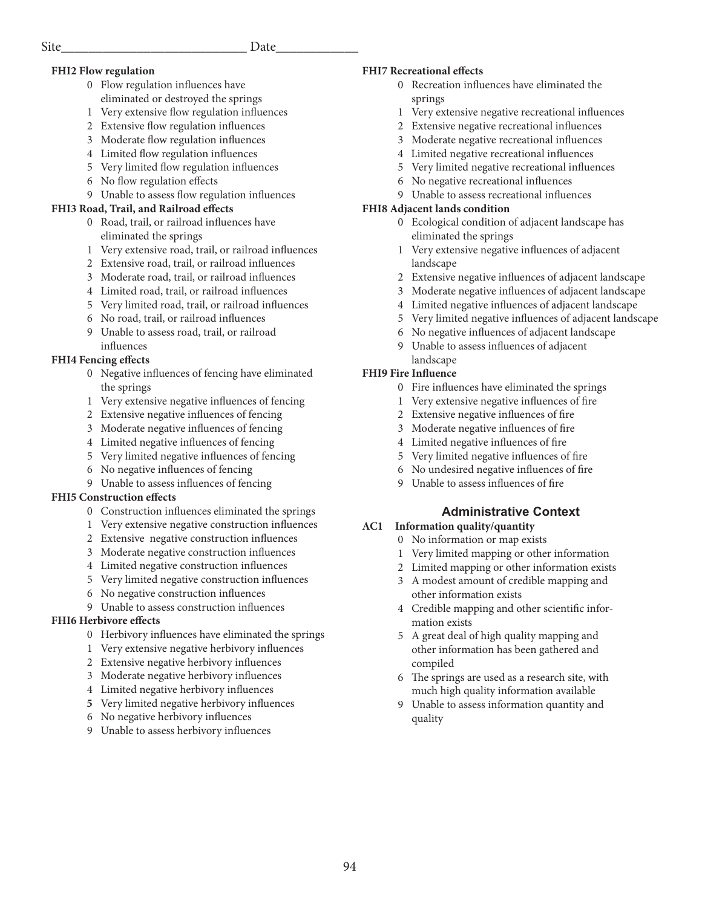Site____________________________ Date____________

**FHI2 Flow regulation**

- 0 Flow regulation influences have eliminated or destroyed the springs
- 1 Very extensive flow regulation influences
- 2 Extensive flow regulation influences
- 3 Moderate flow regulation influences
- 4 Limited flow regulation influences
- 5 Very limited flow regulation influences
- 6 No flow regulation effects
- 9 Unable to assess flow regulation influences

**FHI3 Road, Trail, and Railroad effects**

- 0 Road, trail, or railroad influences have eliminated the springs
- 1 Very extensive road, trail, or railroad influences
- 2 Extensive road, trail, or railroad influences
- 3 Moderate road, trail, or railroad influences
- 4 Limited road, trail, or railroad influences
- 5 Very limited road, trail, or railroad influences
- 6 No road, trail, or railroad influences
- 9 Unable to assess road, trail, or railroad influences

**FHI4 Fencing effects**

- 0 Negative influences of fencing have eliminated the springs
- 1 Very extensive negative influences of fencing
- 2 Extensive negative influences of fencing
- 3 Moderate negative influences of fencing
- 4 Limited negative influences of fencing
- 5 Very limited negative influences of fencing
- 6 No negative influences of fencing
- 9 Unable to assess influences of fencing

**FHI5 Construction effects**

- 0 Construction influences eliminated the springs
- 1 Very extensive negative construction influences
- 2 Extensive negative construction influences
- 3 Moderate negative construction influences
- 4 Limited negative construction influences
- 5 Very limited negative construction influences
- 6 No negative construction influences
- 9 Unable to assess construction influences

**FHI6 Herbivore effects**

- 0 Herbivory influences have eliminated the springs
- 1 Very extensive negative herbivory influences
- 2 Extensive negative herbivory influences
- 3 Moderate negative herbivory influences
- 4 Limited negative herbivory influences
- 5 Very limited negative herbivory influences
- 6 No negative herbivory influences
- 9 Unable to assess herbivory influences

**FHI7 Recreational effects**

- 0 Recreation influences have eliminated the springs
- 1 Very extensive negative recreational influences
- 2 Extensive negative recreational influences
- 3 Moderate negative recreational influences
- 4 Limited negative recreational influences
- 5 Very limited negative recreational influences
- 6 No negative recreational influences
- 9 Unable to assess recreational influences

**FHI8 Adjacent lands condition**

- 0 Ecological condition of adjacent landscape has eliminated the springs
- 1 Very extensive negative influences of adjacent landscape
- 2 Extensive negative influences of adjacent landscape
- 3 Moderate negative influences of adjacent landscape
- 4 Limited negative influences of adjacent landscape
- 5 Very limited negative influences of adjacent landscape
- 6 No negative influences of adjacent landscape
- 9 Unable to assess influences of adjacent landscape

**FHI9 Fire Influence**

- 0 Fire influences have eliminated the springs
- 1 Very extensive negative influences of fire
- 2 Extensive negative influences of fire
- 3 Moderate negative influences of fire
- 4 Limited negative influences of fire
- 5 Very limited negative influences of fire
- 6 No undesired negative influences of fire
- 9 Unable to assess influences of fire

## Administrative Context

**AC1 Information quality/quantity**

- 0 No information or map exists
- 1 Very limited mapping or other information
- 2 Limited mapping or other information exists
- 3 A modest amount of credible mapping and other information exists
- 4 Credible mapping and other scientific information exists
- 5 A great deal of high quality mapping and other information has been gathered and compiled
- 6 The springs are used as a research site, with much high quality information available
- 9 Unable to assess information quantity and quality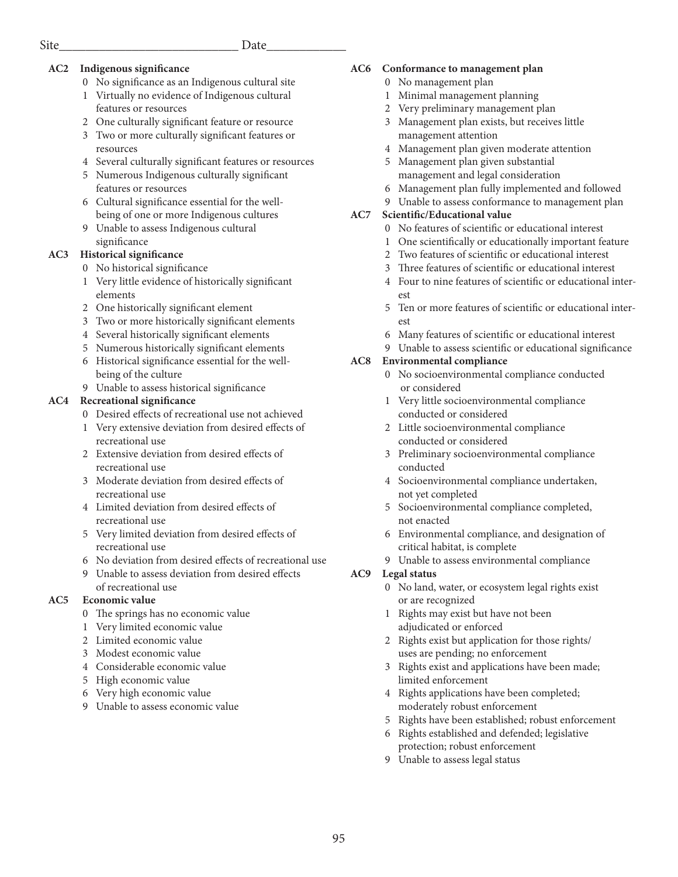Site\_\_\_\_\_\_\_\_\_\_\_\_\_\_\_\_\_\_\_\_\_\_\_\_\_\_\_\_ Date\_\_\_\_\_\_\_\_\_\_\_\_

**AC2 Indigenous significance**

- 0 No significance as an Indigenous cultural site
- 1 Virtually no evidence of Indigenous cultural features or resources
- 2 One culturally significant feature or resource
- 3 Two or more culturally significant features or resources
- 4 Several culturally significant features or resources
- 5 Numerous Indigenous culturally significant features or resources
- 6 Cultural significance essential for the well-being of one or more Indigenous cultures
- 9 Unable to assess Indigenous cultural significance

**AC3 Historical significance**

- 0 No historical significance
- 1 Very little evidence of historically significant elements
- 2 One historically significant element
- 3 Two or more historically significant elements
- 4 Several historically significant elements
- 5 Numerous historically significant elements
- 6 Historical significance essential for the well-being of the culture
- 9 Unable to assess historical significance

**AC4 Recreational significance**

- 0 Desired effects of recreational use not achieved
- 1 Very extensive deviation from desired effects of recreational use
- 2 Extensive deviation from desired effects of recreational use
- 3 Moderate deviation from desired effects of recreational use
- 4 Limited deviation from desired effects of recreational use
- 5 Very limited deviation from desired effects of recreational use
- 6 No deviation from desired effects of recreational use
- 9 Unable to assess deviation from desired effects of recreational use

**AC5 Economic value**

- 0 The springs has no economic value
- 1 Very limited economic value
- 2 Limited economic value
- 3 Modest economic value
- 4 Considerable economic value
- 5 High economic value
- 6 Very high economic value
- 9 Unable to assess economic value

**AC6 Conformance to management plan**

- 0 No management plan
- 1 Minimal management planning
- 2 Very preliminary management plan
- 3 Management plan exists, but receives little management attention
- 4 Management plan given moderate attention
- 5 Management plan given substantial management and legal consideration
- 6 Management plan fully implemented and followed
- 9 Unable to assess conformance to management plan

**AC7 Scientific/Educational value**

- 0 No features of scientific or educational interest
- 1 One scientifically or educationally important feature
- 2 Two features of scientific or educational interest
- 3 Three features of scientific or educational interest
- 4 Four to nine features of scientific or educational interest
- 5 Ten or more features of scientific or educational interest
- 6 Many features of scientific or educational interest
- 9 Unable to assess scientific or educational significance

**AC8 Environmental compliance**

- 0 No socioenvironmental compliance conducted or considered
- 1 Very little socioenvironmental compliance conducted or considered
- 2 Little socioenvironmental compliance conducted or considered
- 3 Preliminary socioenvironmental compliance conducted
- 4 Socioenvironmental compliance undertaken, not yet completed
- 5 Socioenvironmental compliance completed, not enacted
- 6 Environmental compliance, and designation of critical habitat, is complete
- 9 Unable to assess environmental compliance

**AC9 Legal status**

- 0 No land, water, or ecosystem legal rights exist or are recognized
- 1 Rights may exist but have not been adjudicated or enforced
- 2 Rights exist but application for those rights/uses are pending; no enforcement
- 3 Rights exist and applications have been made; limited enforcement
- 4 Rights applications have been completed; moderately robust enforcement
- 5 Rights have been established; robust enforcement
- 6 Rights established and defended; legislative protection; robust enforcement
- 9 Unable to assess legal status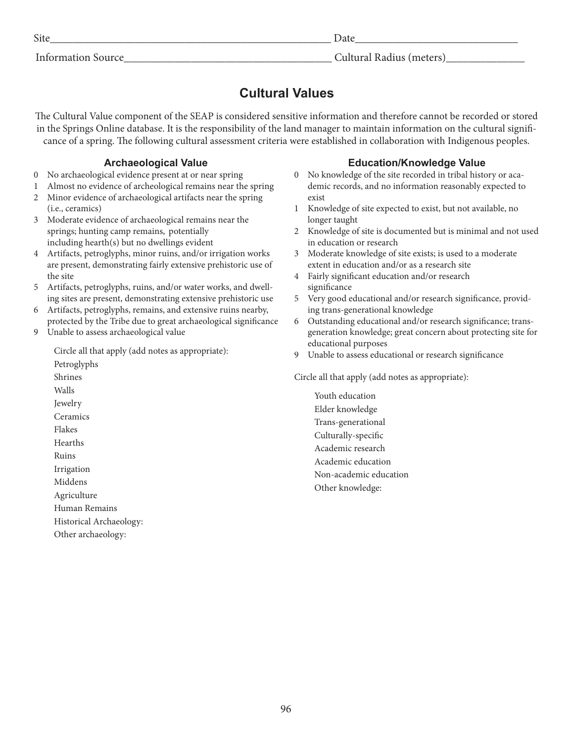Site\_\_\_\_\_\_\_\_\_\_\_\_\_\_\_\_\_\_\_\_\_\_\_\_\_\_\_\_\_\_\_\_\_\_\_\_\_\_\_\_\_\_\_\_\_\_\_\_ Date\_\_\_\_\_\_\_\_\_\_\_\_\_\_\_\_\_\_\_\_\_\_\_\_\_\_\_\_\_\_

Information Source\_\_\_\_\_\_\_\_\_\_\_\_\_\_\_\_\_\_\_\_\_\_\_\_\_\_\_\_\_\_\_\_\_\_\_\_\_\_ Cultural Radius (meters)\_\_\_\_\_\_\_\_\_\_\_\_\_\_\_

## Cultural Values

The Cultural Value component of the SEAP is considered sensitive information and therefore cannot be recorded or stored in the Springs Online database. It is the responsibility of the land manager to maintain information on the cultural significance of a spring. The following cultural assessment criteria were established in collaboration with Indigenous peoples.

### Archaeological Value

- 0 No archaeological evidence present at or near spring
- 1 Almost no evidence of archeological remains near the spring
- 2 Minor evidence of archaeological artifacts near the spring (i.e., ceramics)
- 3 Moderate evidence of archaeological remains near the springs; hunting camp remains, potentially including hearth(s) but no dwellings evident
- 4 Artifacts, petroglyphs, minor ruins, and/or irrigation works are present, demonstrating fairly extensive prehistoric use of the site
- 5 Artifacts, petroglyphs, ruins, and/or water works, and dwelling sites are present, demonstrating extensive prehistoric use
- 6 Artifacts, petroglyphs, remains, and extensive ruins nearby, protected by the Tribe due to great archaeological significance
- 9 Unable to assess archaeological value

Circle all that apply (add notes as appropriate):

- Petroglyphs
- Shrines
- Walls
- Jewelry
- Ceramics
- Flakes
- Hearths
- Ruins
- Irrigation
- Middens
- Agriculture
- Human Remains
- Historical Archaeology:
- Other archaeology:

### Education/Knowledge Value

- 0 No knowledge of the site recorded in tribal history or academic records, and no information reasonably expected to exist
- 1 Knowledge of site expected to exist, but not available, no longer taught
- 2 Knowledge of site is documented but is minimal and not used in education or research
- 3 Moderate knowledge of site exists; is used to a moderate extent in education and/or as a research site
- 4 Fairly significant education and/or research significance
- 5 Very good educational and/or research significance, providing trans-generational knowledge
- 6 Outstanding educational and/or research significance; trans-generation knowledge; great concern about protecting site for educational purposes
- 9 Unable to assess educational or research significance

Circle all that apply (add notes as appropriate):

- Youth education
- Elder knowledge
- Trans-generational
- Culturally-specific
- Academic research
- Academic education
- Non-academic education
- Other knowledge: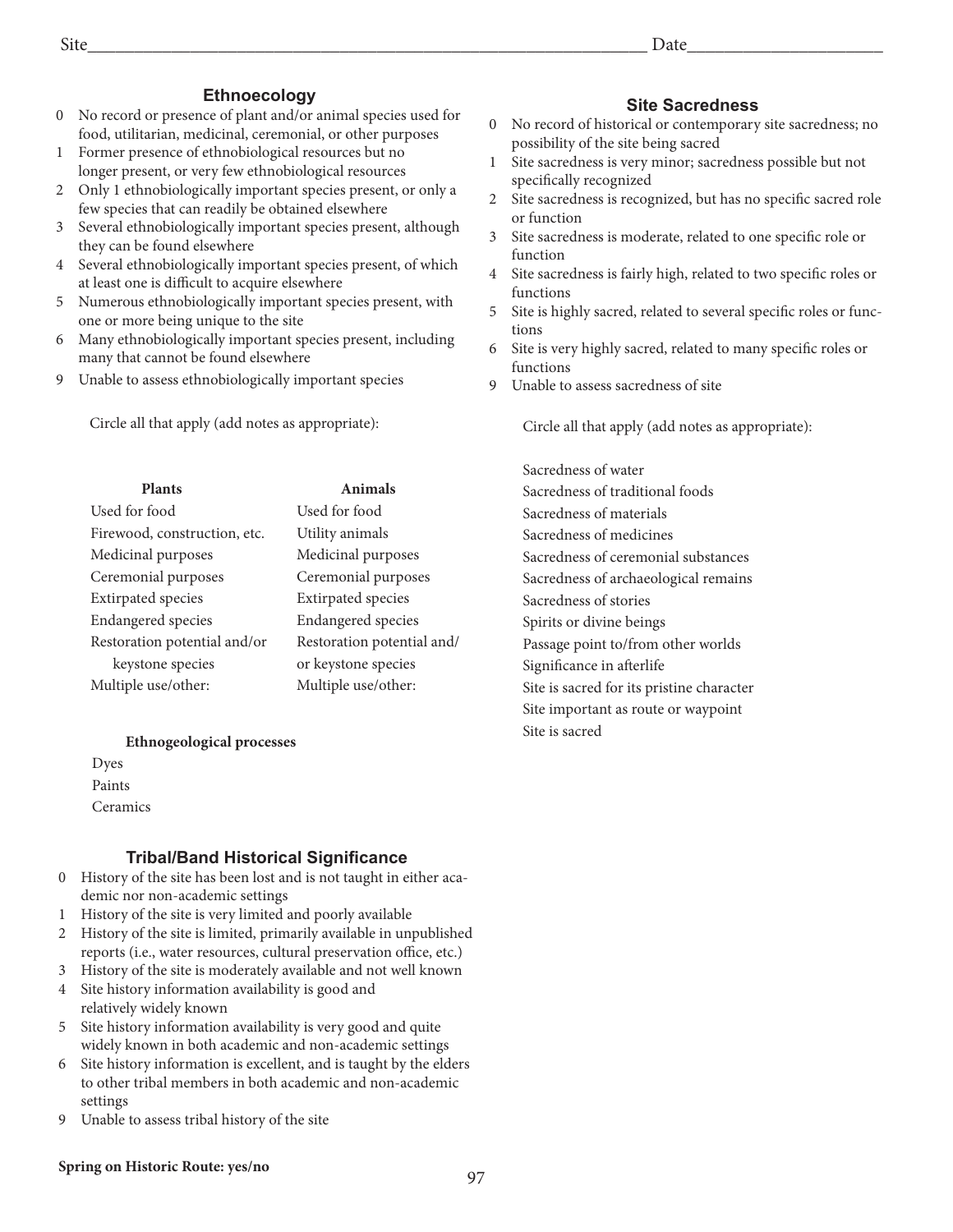Site______________________________ Date______________

## Ethnoecology

0 No record or presence of plant and/or animal species used for food, utilitarian, medicinal, ceremonial, or other purposes
1 Former presence of ethnobiological resources but no longer present, or very few ethnobiological resources
2 Only 1 ethnobiologically important species present, or only a few species that can readily be obtained elsewhere
3 Several ethnobiologically important species present, although they can be found elsewhere
4 Several ethnobiologically important species present, of which at least one is difficult to acquire elsewhere
5 Numerous ethnobiologically important species present, with one or more being unique to the site
6 Many ethnobiologically important species present, including many that cannot be found elsewhere
9 Unable to assess ethnobiologically important species

Circle all that apply (add notes as appropriate):

| Plants | Animals |
|---|---|
| Used for food | Used for food |
| Firewood, construction, etc. | Utility animals |
| Medicinal purposes | Medicinal purposes |
| Ceremonial purposes | Ceremonial purposes |
| Extirpated species | Extirpated species |
| Endangered species | Endangered species |
| Restoration potential and/or keystone species | Restoration potential and/or keystone species |
| Multiple use/other: | Multiple use/other: |

**Ethnogeological processes**

Dyes
Paints
Ceramics

## Tribal/Band Historical Significance

0 History of the site has been lost and is not taught in either academic nor non-academic settings
1 History of the site is very limited and poorly available
2 History of the site is limited, primarily available in unpublished reports (i.e., water resources, cultural preservation office, etc.)
3 History of the site is moderately available and not well known
4 Site history information availability is good and relatively widely known
5 Site history information availability is very good and quite widely known in both academic and non-academic settings
6 Site history information is excellent, and is taught by the elders to other tribal members in both academic and non-academic settings
9 Unable to assess tribal history of the site

**Spring on Historic Route: yes/no**

## Site Sacredness

0 No record of historical or contemporary site sacredness; no possibility of the site being sacred
1 Site sacredness is very minor; sacredness possible but not specifically recognized
2 Site sacredness is recognized, but has no specific sacred role or function
3 Site sacredness is moderate, related to one specific role or function
4 Site sacredness is fairly high, related to two specific roles or functions
5 Site is highly sacred, related to several specific roles or functions
6 Site is very highly sacred, related to many specific roles or functions
9 Unable to assess sacredness of site

Circle all that apply (add notes as appropriate):

Sacredness of water
Sacredness of traditional foods
Sacredness of materials
Sacredness of medicines
Sacredness of ceremonial substances
Sacredness of archaeological remains
Sacredness of stories
Spirits or divine beings
Passage point to/from other worlds
Significance in afterlife
Site is sacred for its pristine character
Site important as route or waypoint
Site is sacred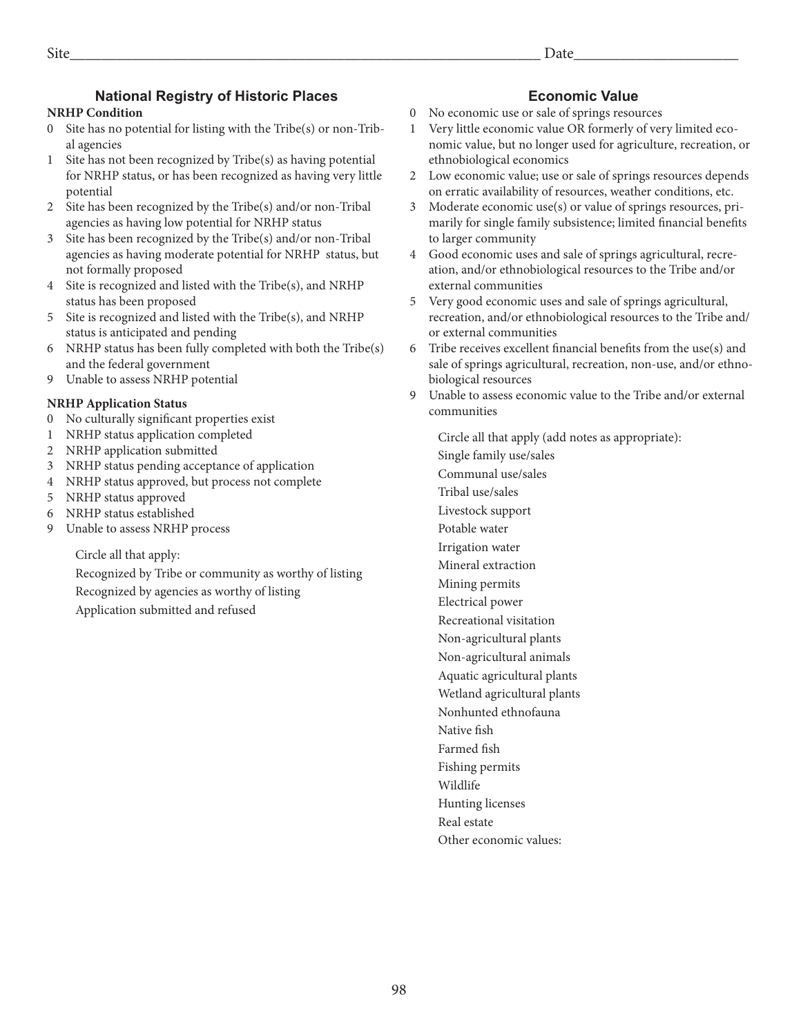Site\_\_\_\_\_\_\_\_\_\_\_\_\_\_\_\_\_\_\_\_\_\_\_\_\_\_\_\_\_\_\_\_\_\_\_\_\_\_\_\_\_\_\_\_\_\_\_\_\_\_\_\_\_\_ Date\_\_\_\_\_\_\_\_\_\_\_\_\_\_\_\_\_\_\_\_

## National Registry of Historic Places

**NRHP Condition**

0 Site has no potential for listing with the Tribe(s) or non-Tribal agencies
1 Site has not been recognized by Tribe(s) as having potential for NRHP status, or has been recognized as having very little potential
2 Site has been recognized by the Tribe(s) and/or non-Tribal agencies as having low potential for NRHP status
3 Site has been recognized by the Tribe(s) and/or non-Tribal agencies as having moderate potential for NRHP status, but not formally proposed
4 Site is recognized and listed with the Tribe(s), and NRHP status has been proposed
5 Site is recognized and listed with the Tribe(s), and NRHP status is anticipated and pending
6 NRHP status has been fully completed with both the Tribe(s) and the federal government
9 Unable to assess NRHP potential

**NRHP Application Status**

0 No culturally significant properties exist
1 NRHP status application completed
2 NRHP application submitted
3 NRHP status pending acceptance of application
4 NRHP status approved, but process not complete
5 NRHP status approved
6 NRHP status established
9 Unable to assess NRHP process

Circle all that apply:

Recognized by Tribe or community as worthy of listing
Recognized by agencies as worthy of listing
Application submitted and refused

## Economic Value

0 No economic use or sale of springs resources
1 Very little economic value OR formerly of very limited economic value, but no longer used for agriculture, recreation, or ethnobiological economics
2 Low economic value; use or sale of springs resources depends on erratic availability of resources, weather conditions, etc.
3 Moderate economic use(s) or value of springs resources, primarily for single family subsistence; limited financial benefits to larger community
4 Good economic uses and sale of springs agricultural, recreation, and/or ethnobiological resources to the Tribe and/or external communities
5 Very good economic uses and sale of springs agricultural, recreation, and/or ethnobiological resources to the Tribe and/or external communities
6 Tribe receives excellent financial benefits from the use(s) and sale of springs agricultural, recreation, non-use, and/or ethnobiological resources
9 Unable to assess economic value to the Tribe and/or external communities

Circle all that apply (add notes as appropriate):

Single family use/sales
Communal use/sales
Tribal use/sales
Livestock support
Potable water
Irrigation water
Mineral extraction
Mining permits
Electrical power
Recreational visitation
Non-agricultural plants
Non-agricultural animals
Aquatic agricultural plants
Wetland agricultural plants
Nonhunted ethnofauna
Native fish
Farmed fish
Fishing permits
Wildlife
Hunting licenses
Real estate
Other economic values: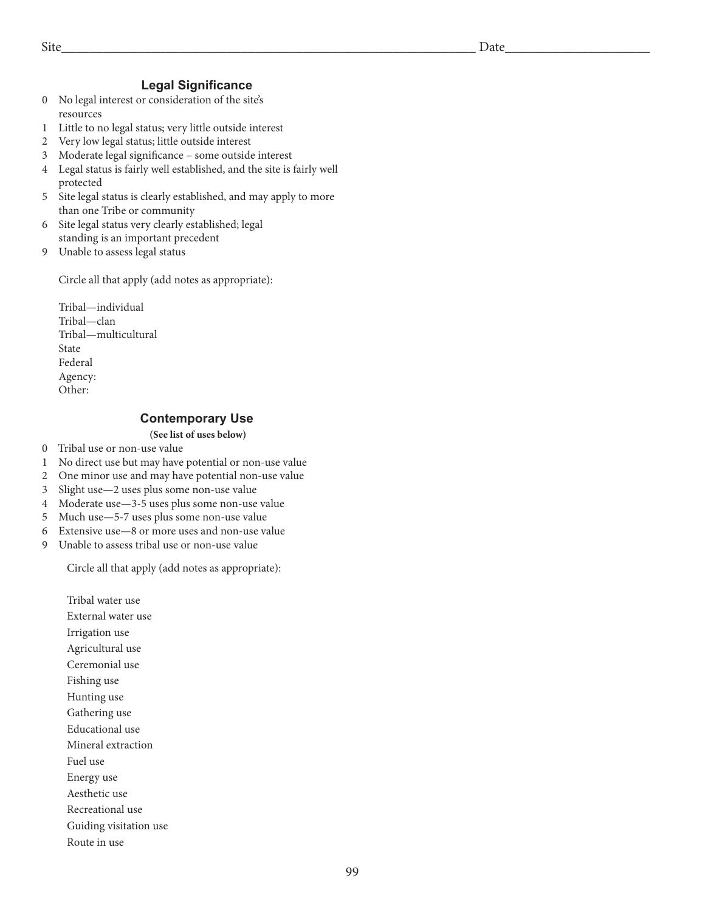Site_________________________________________________________________ Date______________________

### Legal Significance

0 No legal interest or consideration of the site's resources
1 Little to no legal status; very little outside interest
2 Very low legal status; little outside interest
3 Moderate legal significance – some outside interest
4 Legal status is fairly well established, and the site is fairly well protected
5 Site legal status is clearly established, and may apply to more than one Tribe or community
6 Site legal status very clearly established; legal standing is an important precedent
9 Unable to assess legal status

Circle all that apply (add notes as appropriate):

Tribal—individual
Tribal—clan
Tribal—multicultural
State
Federal
Agency:
Other:

### Contemporary Use

**(See list of uses below)**

0 Tribal use or non-use value
1 No direct use but may have potential or non-use value
2 One minor use and may have potential non-use value
3 Slight use—2 uses plus some non-use value
4 Moderate use—3-5 uses plus some non-use value
5 Much use—5-7 uses plus some non-use value
6 Extensive use—8 or more uses and non-use value
9 Unable to assess tribal use or non-use value

Circle all that apply (add notes as appropriate):

Tribal water use
External water use
Irrigation use
Agricultural use
Ceremonial use
Fishing use
Hunting use
Gathering use
Educational use
Mineral extraction
Fuel use
Energy use
Aesthetic use
Recreational use
Guiding visitation use
Route in use